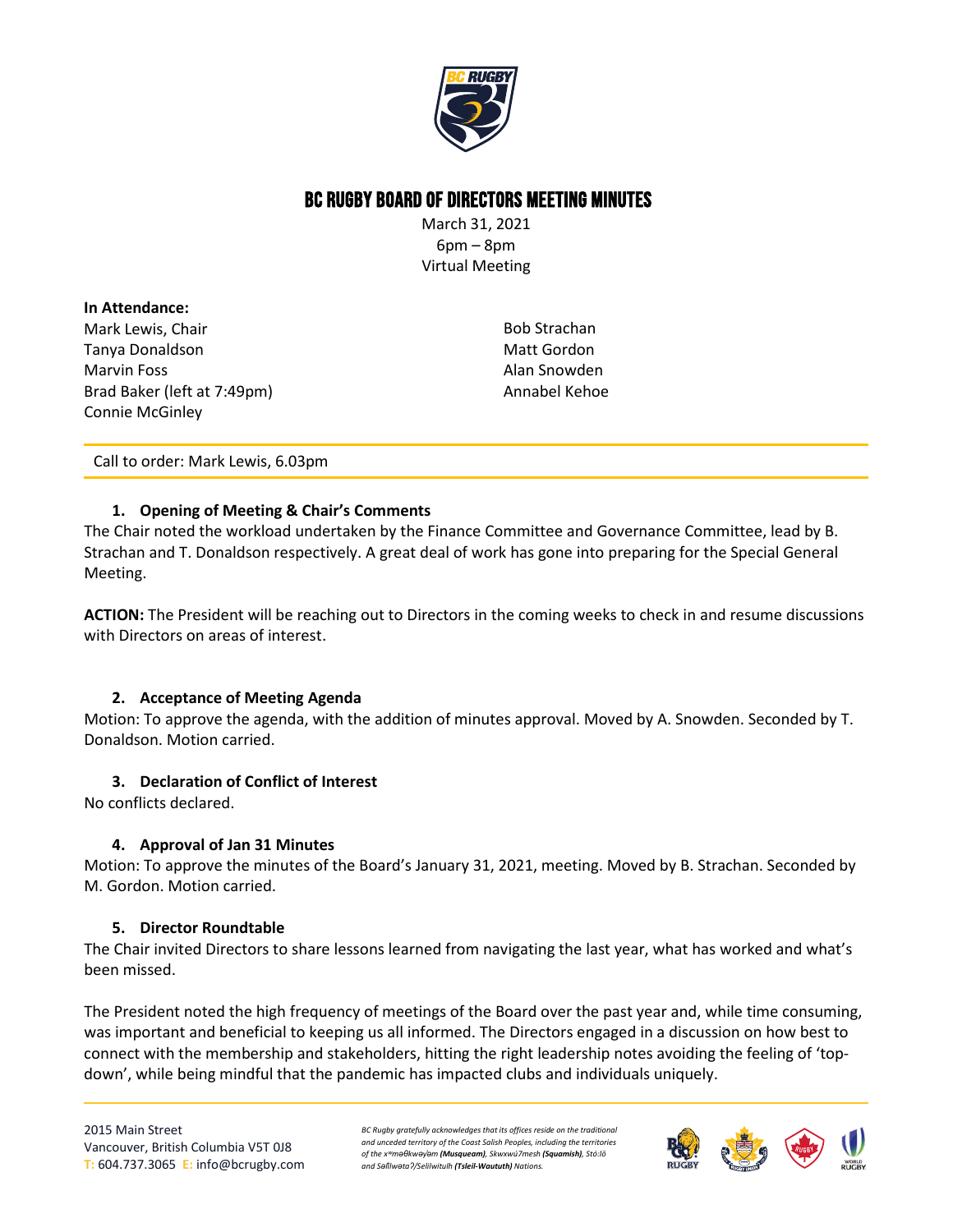# BC RUGBY BOARD OF DIRECTORS MEETING MINUTES

March 31, 2021
6pm – 8pm
Virtual Meeting

**In Attendance:**

Mark Lewis, Chair
Tanya Donaldson
Marvin Foss
Brad Baker (left at 7:49pm)
Connie McGinley
Bob Strachan
Matt Gordon
Alan Snowden
Annabel Kehoe

Call to order: Mark Lewis, 6.03pm

### 1. Opening of Meeting & Chair's Comments

The Chair noted the workload undertaken by the Finance Committee and Governance Committee, lead by B. Strachan and T. Donaldson respectively. A great deal of work has gone into preparing for the Special General Meeting.

**ACTION:** The President will be reaching out to Directors in the coming weeks to check in and resume discussions with Directors on areas of interest.

### 2. Acceptance of Meeting Agenda

Motion: To approve the agenda, with the addition of minutes approval. Moved by A. Snowden. Seconded by T. Donaldson. Motion carried.

### 3. Declaration of Conflict of Interest

No conflicts declared.

### 4. Approval of Jan 31 Minutes

Motion: To approve the minutes of the Board's January 31, 2021, meeting. Moved by B. Strachan. Seconded by M. Gordon. Motion carried.

### 5. Director Roundtable

The Chair invited Directors to share lessons learned from navigating the last year, what has worked and what's been missed.

The President noted the high frequency of meetings of the Board over the past year and, while time consuming, was important and beneficial to keeping us all informed. The Directors engaged in a discussion on how best to connect with the membership and stakeholders, hitting the right leadership notes avoiding the feeling of 'top-down', while being mindful that the pandemic has impacted clubs and individuals uniquely.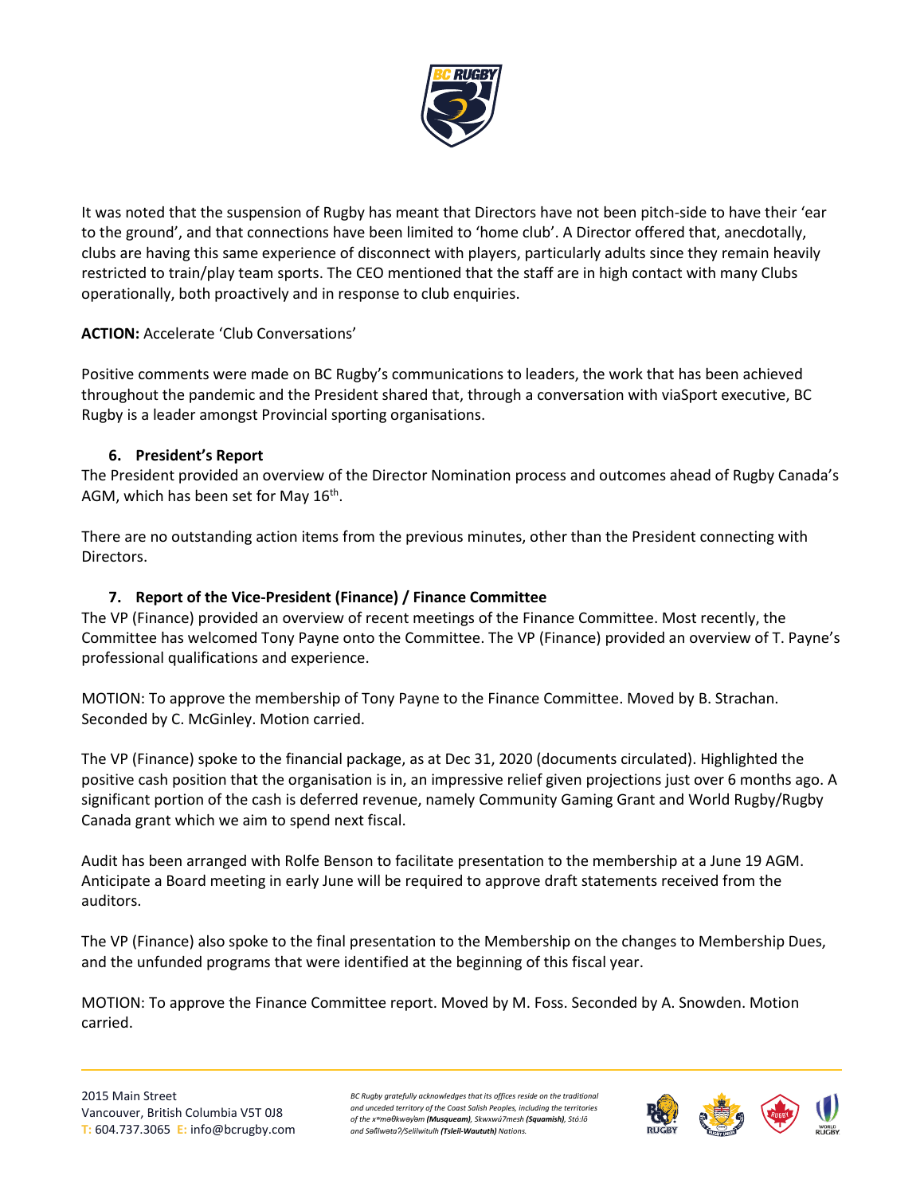It was noted that the suspension of Rugby has meant that Directors have not been pitch-side to have their 'ear to the ground', and that connections have been limited to 'home club'. A Director offered that, anecdotally, clubs are having this same experience of disconnect with players, particularly adults since they remain heavily restricted to train/play team sports. The CEO mentioned that the staff are in high contact with many Clubs operationally, both proactively and in response to club enquiries.

**ACTION:** Accelerate 'Club Conversations'

Positive comments were made on BC Rugby's communications to leaders, the work that has been achieved throughout the pandemic and the President shared that, through a conversation with viaSport executive, BC Rugby is a leader amongst Provincial sporting organisations.

## 6. President's Report

The President provided an overview of the Director Nomination process and outcomes ahead of Rugby Canada's AGM, which has been set for May 16th.

There are no outstanding action items from the previous minutes, other than the President connecting with Directors.

## 7. Report of the Vice-President (Finance) / Finance Committee

The VP (Finance) provided an overview of recent meetings of the Finance Committee. Most recently, the Committee has welcomed Tony Payne onto the Committee. The VP (Finance) provided an overview of T. Payne's professional qualifications and experience.

MOTION: To approve the membership of Tony Payne to the Finance Committee. Moved by B. Strachan. Seconded by C. McGinley. Motion carried.

The VP (Finance) spoke to the financial package, as at Dec 31, 2020 (documents circulated). Highlighted the positive cash position that the organisation is in, an impressive relief given projections just over 6 months ago. A significant portion of the cash is deferred revenue, namely Community Gaming Grant and World Rugby/Rugby Canada grant which we aim to spend next fiscal.

Audit has been arranged with Rolfe Benson to facilitate presentation to the membership at a June 19 AGM. Anticipate a Board meeting in early June will be required to approve draft statements received from the auditors.

The VP (Finance) also spoke to the final presentation to the Membership on the changes to Membership Dues, and the unfunded programs that were identified at the beginning of this fiscal year.

MOTION: To approve the Finance Committee report. Moved by M. Foss. Seconded by A. Snowden. Motion carried.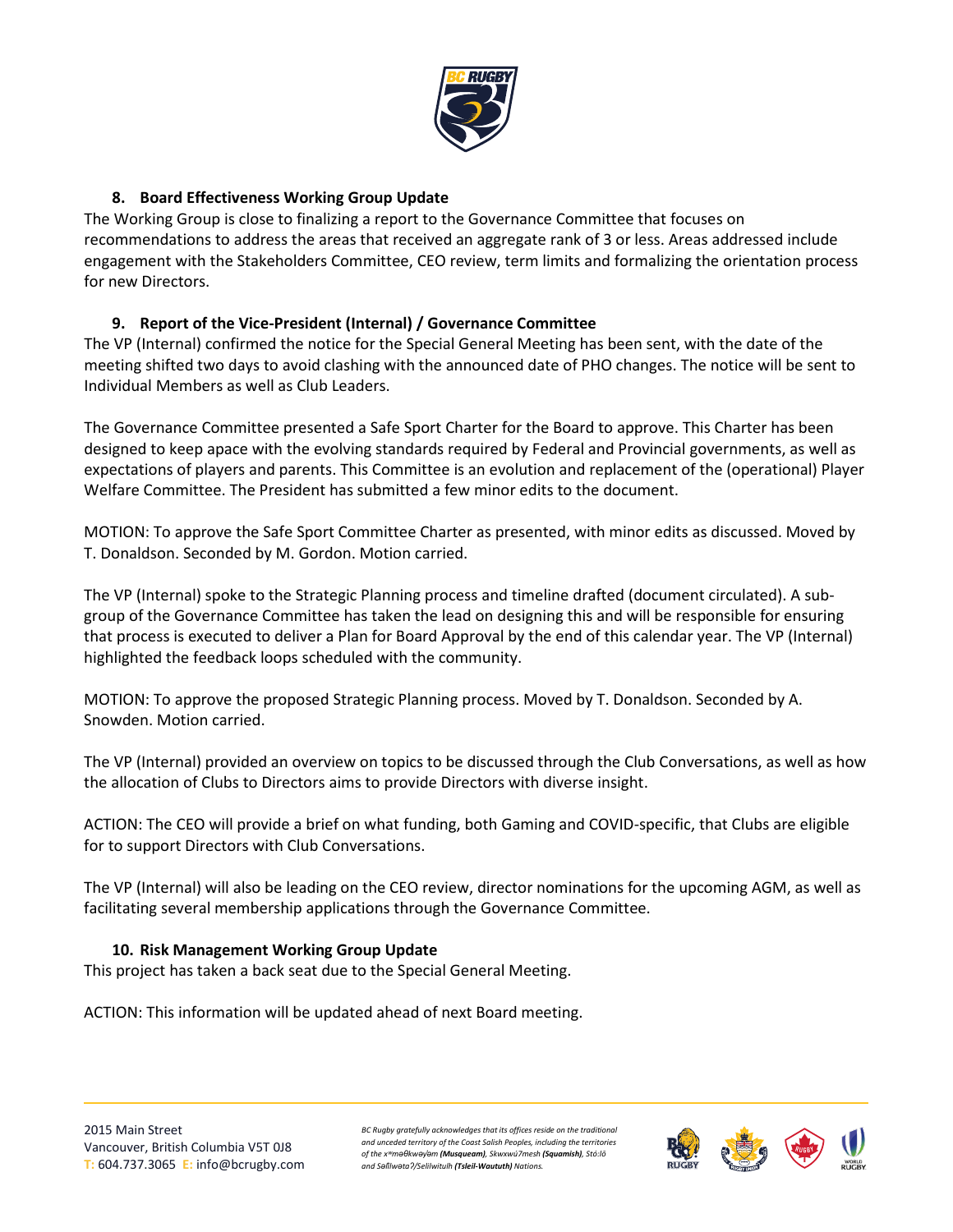### 8. Board Effectiveness Working Group Update

The Working Group is close to finalizing a report to the Governance Committee that focuses on recommendations to address the areas that received an aggregate rank of 3 or less. Areas addressed include engagement with the Stakeholders Committee, CEO review, term limits and formalizing the orientation process for new Directors.

### 9. Report of the Vice-President (Internal) / Governance Committee

The VP (Internal) confirmed the notice for the Special General Meeting has been sent, with the date of the meeting shifted two days to avoid clashing with the announced date of PHO changes. The notice will be sent to Individual Members as well as Club Leaders.

The Governance Committee presented a Safe Sport Charter for the Board to approve. This Charter has been designed to keep apace with the evolving standards required by Federal and Provincial governments, as well as expectations of players and parents. This Committee is an evolution and replacement of the (operational) Player Welfare Committee. The President has submitted a few minor edits to the document.

MOTION: To approve the Safe Sport Committee Charter as presented, with minor edits as discussed. Moved by T. Donaldson. Seconded by M. Gordon. Motion carried.

The VP (Internal) spoke to the Strategic Planning process and timeline drafted (document circulated). A sub-group of the Governance Committee has taken the lead on designing this and will be responsible for ensuring that process is executed to deliver a Plan for Board Approval by the end of this calendar year. The VP (Internal) highlighted the feedback loops scheduled with the community.

MOTION: To approve the proposed Strategic Planning process. Moved by T. Donaldson. Seconded by A. Snowden. Motion carried.

The VP (Internal) provided an overview on topics to be discussed through the Club Conversations, as well as how the allocation of Clubs to Directors aims to provide Directors with diverse insight.

ACTION: The CEO will provide a brief on what funding, both Gaming and COVID-specific, that Clubs are eligible for to support Directors with Club Conversations.

The VP (Internal) will also be leading on the CEO review, director nominations for the upcoming AGM, as well as facilitating several membership applications through the Governance Committee.

### 10. Risk Management Working Group Update

This project has taken a back seat due to the Special General Meeting.

ACTION: This information will be updated ahead of next Board meeting.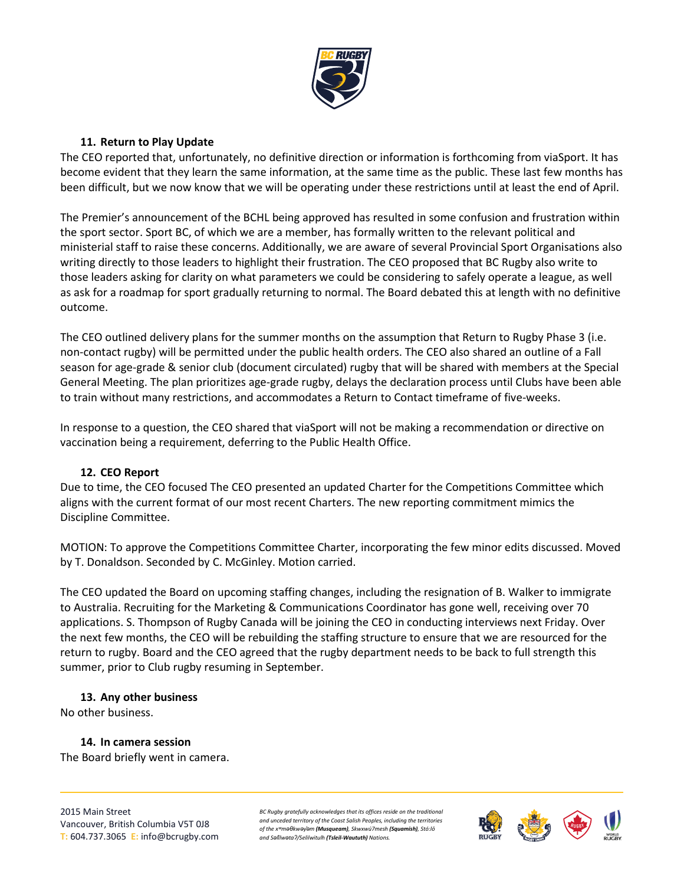## 11. Return to Play Update

The CEO reported that, unfortunately, no definitive direction or information is forthcoming from viaSport. It has become evident that they learn the same information, at the same time as the public. These last few months has been difficult, but we now know that we will be operating under these restrictions until at least the end of April.

The Premier's announcement of the BCHL being approved has resulted in some confusion and frustration within the sport sector. Sport BC, of which we are a member, has formally written to the relevant political and ministerial staff to raise these concerns. Additionally, we are aware of several Provincial Sport Organisations also writing directly to those leaders to highlight their frustration. The CEO proposed that BC Rugby also write to those leaders asking for clarity on what parameters we could be considering to safely operate a league, as well as ask for a roadmap for sport gradually returning to normal. The Board debated this at length with no definitive outcome.

The CEO outlined delivery plans for the summer months on the assumption that Return to Rugby Phase 3 (i.e. non-contact rugby) will be permitted under the public health orders. The CEO also shared an outline of a Fall season for age-grade & senior club (document circulated) rugby that will be shared with members at the Special General Meeting. The plan prioritizes age-grade rugby, delays the declaration process until Clubs have been able to train without many restrictions, and accommodates a Return to Contact timeframe of five-weeks.

In response to a question, the CEO shared that viaSport will not be making a recommendation or directive on vaccination being a requirement, deferring to the Public Health Office.

## 12. CEO Report

Due to time, the CEO focused The CEO presented an updated Charter for the Competitions Committee which aligns with the current format of our most recent Charters. The new reporting commitment mimics the Discipline Committee.

MOTION: To approve the Competitions Committee Charter, incorporating the few minor edits discussed. Moved by T. Donaldson. Seconded by C. McGinley. Motion carried.

The CEO updated the Board on upcoming staffing changes, including the resignation of B. Walker to immigrate to Australia. Recruiting for the Marketing & Communications Coordinator has gone well, receiving over 70 applications. S. Thompson of Rugby Canada will be joining the CEO in conducting interviews next Friday. Over the next few months, the CEO will be rebuilding the staffing structure to ensure that we are resourced for the return to rugby. Board and the CEO agreed that the rugby department needs to be back to full strength this summer, prior to Club rugby resuming in September.

## 13. Any other business

No other business.

## 14. In camera session

The Board briefly went in camera.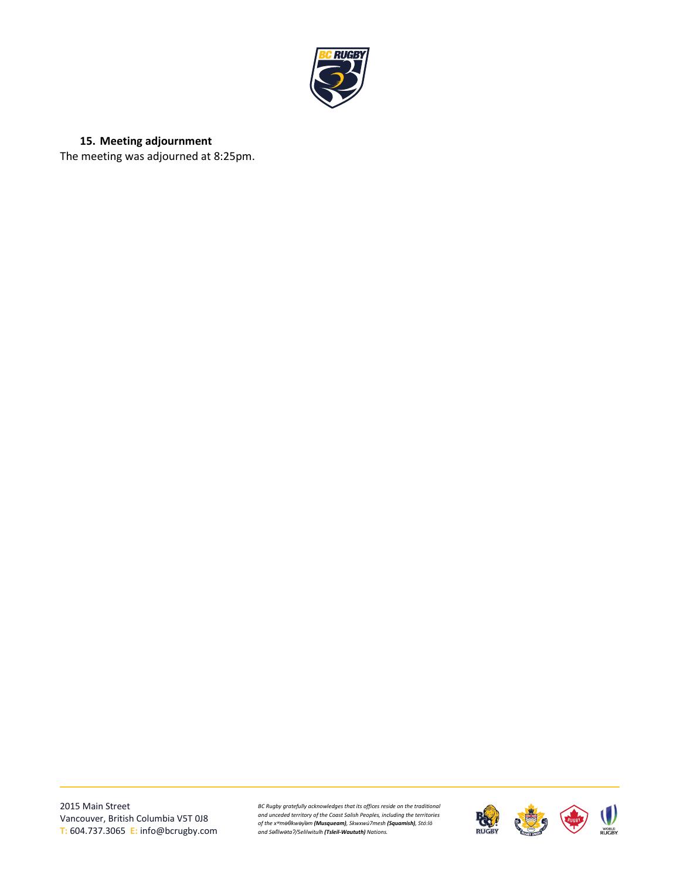### 15. Meeting adjournment

The meeting was adjourned at 8:25pm.